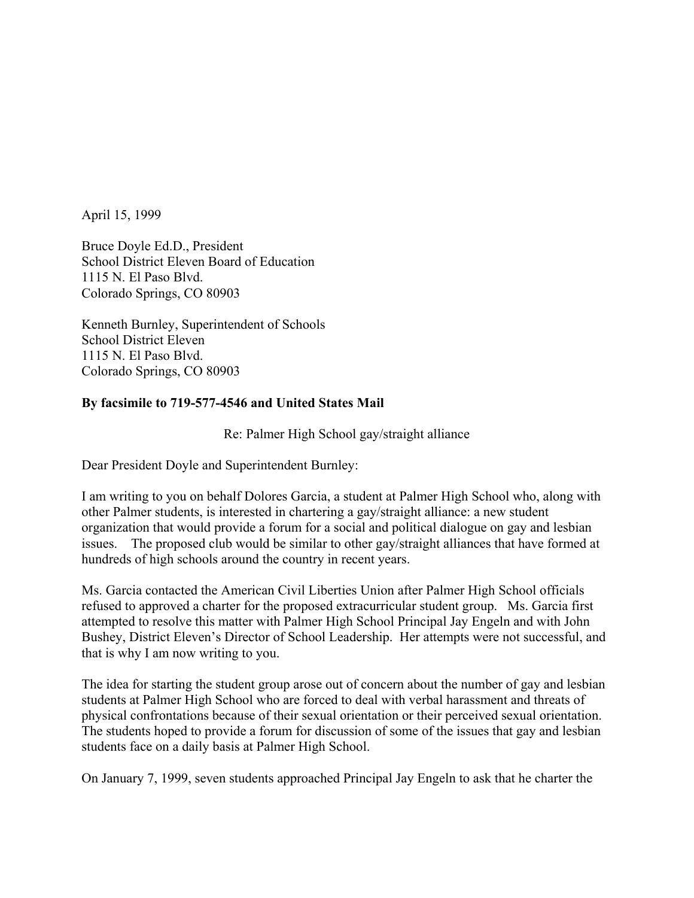April 15, 1999

Bruce Doyle Ed.D., President
School District Eleven Board of Education
1115 N. El Paso Blvd.
Colorado Springs, CO 80903

Kenneth Burnley, Superintendent of Schools
School District Eleven
1115 N. El Paso Blvd.
Colorado Springs, CO 80903

**By facsimile to 719-577-4546 and United States Mail**

Re: Palmer High School gay/straight alliance

Dear President Doyle and Superintendent Burnley:

I am writing to you on behalf Dolores Garcia, a student at Palmer High School who, along with other Palmer students, is interested in chartering a gay/straight alliance: a new student organization that would provide a forum for a social and political dialogue on gay and lesbian issues. The proposed club would be similar to other gay/straight alliances that have formed at hundreds of high schools around the country in recent years.

Ms. Garcia contacted the American Civil Liberties Union after Palmer High School officials refused to approved a charter for the proposed extracurricular student group. Ms. Garcia first attempted to resolve this matter with Palmer High School Principal Jay Engeln and with John Bushey, District Eleven's Director of School Leadership. Her attempts were not successful, and that is why I am now writing to you.

The idea for starting the student group arose out of concern about the number of gay and lesbian students at Palmer High School who are forced to deal with verbal harassment and threats of physical confrontations because of their sexual orientation or their perceived sexual orientation. The students hoped to provide a forum for discussion of some of the issues that gay and lesbian students face on a daily basis at Palmer High School.

On January 7, 1999, seven students approached Principal Jay Engeln to ask that he charter the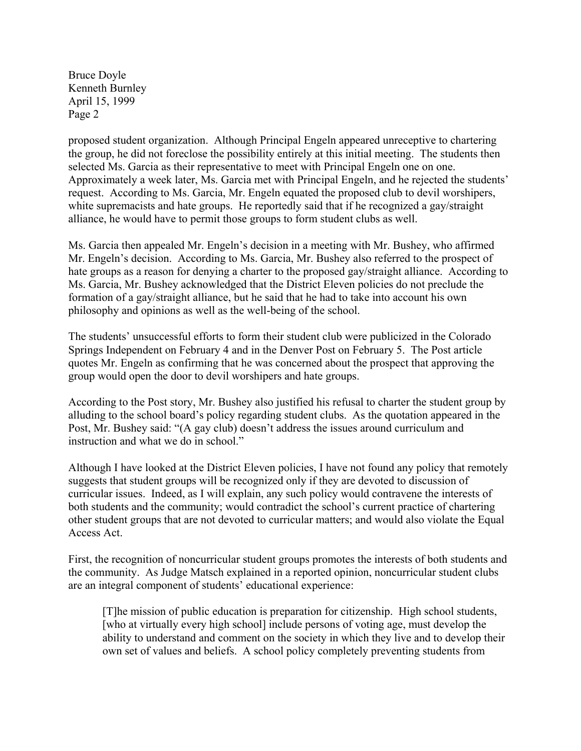proposed student organization. Although Principal Engeln appeared unreceptive to chartering the group, he did not foreclose the possibility entirely at this initial meeting. The students then selected Ms. Garcia as their representative to meet with Principal Engeln one on one. Approximately a week later, Ms. Garcia met with Principal Engeln, and he rejected the students' request. According to Ms. Garcia, Mr. Engeln equated the proposed club to devil worshipers, white supremacists and hate groups. He reportedly said that if he recognized a gay/straight alliance, he would have to permit those groups to form student clubs as well.

Ms. Garcia then appealed Mr. Engeln's decision in a meeting with Mr. Bushey, who affirmed Mr. Engeln's decision. According to Ms. Garcia, Mr. Bushey also referred to the prospect of hate groups as a reason for denying a charter to the proposed gay/straight alliance. According to Ms. Garcia, Mr. Bushey acknowledged that the District Eleven policies do not preclude the formation of a gay/straight alliance, but he said that he had to take into account his own philosophy and opinions as well as the well-being of the school.

The students' unsuccessful efforts to form their student club were publicized in the Colorado Springs Independent on February 4 and in the Denver Post on February 5. The Post article quotes Mr. Engeln as confirming that he was concerned about the prospect that approving the group would open the door to devil worshipers and hate groups.

According to the Post story, Mr. Bushey also justified his refusal to charter the student group by alluding to the school board's policy regarding student clubs. As the quotation appeared in the Post, Mr. Bushey said: "(A gay club) doesn't address the issues around curriculum and instruction and what we do in school."

Although I have looked at the District Eleven policies, I have not found any policy that remotely suggests that student groups will be recognized only if they are devoted to discussion of curricular issues. Indeed, as I will explain, any such policy would contravene the interests of both students and the community; would contradict the school's current practice of chartering other student groups that are not devoted to curricular matters; and would also violate the Equal Access Act.

First, the recognition of noncurricular student groups promotes the interests of both students and the community. As Judge Matsch explained in a reported opinion, noncurricular student clubs are an integral component of students' educational experience:

> [T]he mission of public education is preparation for citizenship. High school students, [who at virtually every high school] include persons of voting age, must develop the ability to understand and comment on the society in which they live and to develop their own set of values and beliefs. A school policy completely preventing students from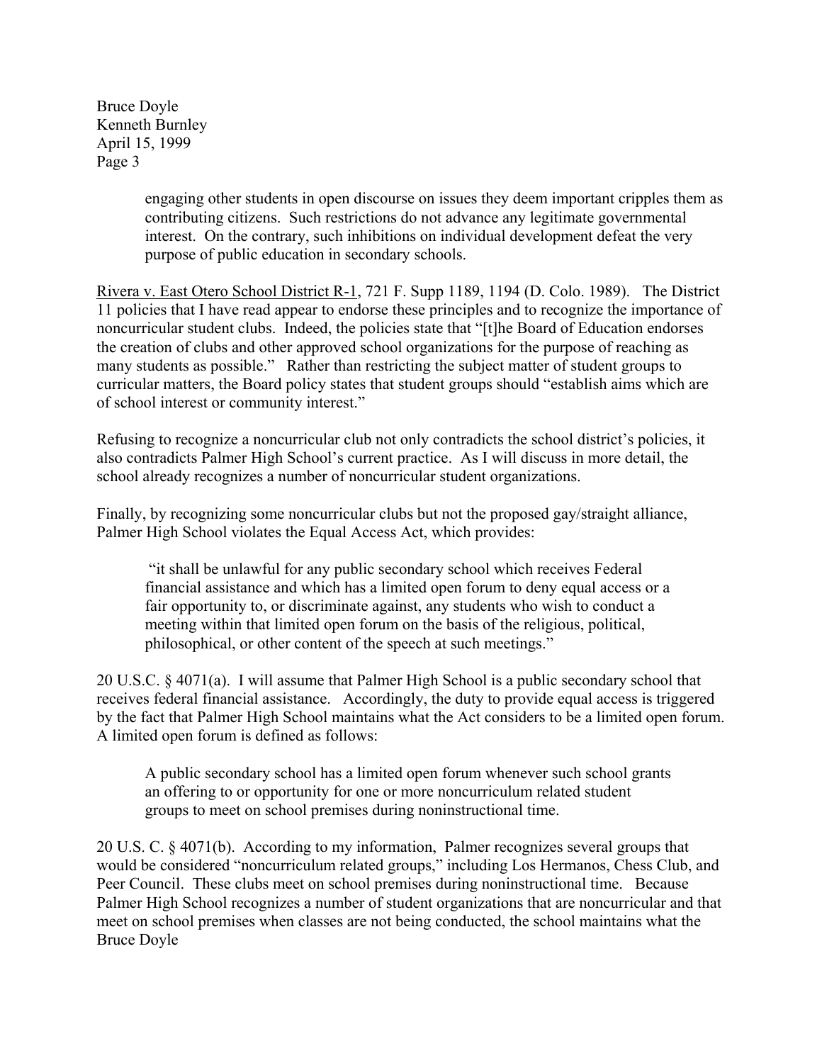> engaging other students in open discourse on issues they deem important cripples them as contributing citizens. Such restrictions do not advance any legitimate governmental interest. On the contrary, such inhibitions on individual development defeat the very purpose of public education in secondary schools.

Rivera v. East Otero School District R-1, 721 F. Supp 1189, 1194 (D. Colo. 1989). The District 11 policies that I have read appear to endorse these principles and to recognize the importance of noncurricular student clubs. Indeed, the policies state that "[t]he Board of Education endorses the creation of clubs and other approved school organizations for the purpose of reaching as many students as possible." Rather than restricting the subject matter of student groups to curricular matters, the Board policy states that student groups should "establish aims which are of school interest or community interest."

Refusing to recognize a noncurricular club not only contradicts the school district's policies, it also contradicts Palmer High School's current practice. As I will discuss in more detail, the school already recognizes a number of noncurricular student organizations.

Finally, by recognizing some noncurricular clubs but not the proposed gay/straight alliance, Palmer High School violates the Equal Access Act, which provides:

> "it shall be unlawful for any public secondary school which receives Federal financial assistance and which has a limited open forum to deny equal access or a fair opportunity to, or discriminate against, any students who wish to conduct a meeting within that limited open forum on the basis of the religious, political, philosophical, or other content of the speech at such meetings."

20 U.S.C. § 4071(a). I will assume that Palmer High School is a public secondary school that receives federal financial assistance. Accordingly, the duty to provide equal access is triggered by the fact that Palmer High School maintains what the Act considers to be a limited open forum. A limited open forum is defined as follows:

> A public secondary school has a limited open forum whenever such school grants an offering to or opportunity for one or more noncurriculum related student groups to meet on school premises during noninstructional time.

20 U.S. C. § 4071(b). According to my information, Palmer recognizes several groups that would be considered "noncurriculum related groups," including Los Hermanos, Chess Club, and Peer Council. These clubs meet on school premises during noninstructional time. Because Palmer High School recognizes a number of student organizations that are noncurricular and that meet on school premises when classes are not being conducted, the school maintains what the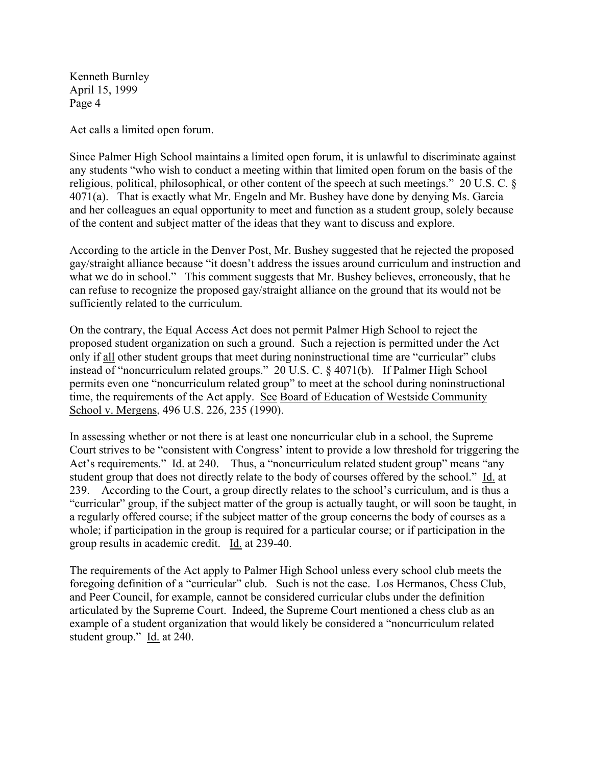Act calls a limited open forum.

Since Palmer High School maintains a limited open forum, it is unlawful to discriminate against any students "who wish to conduct a meeting within that limited open forum on the basis of the religious, political, philosophical, or other content of the speech at such meetings." 20 U.S. C. § 4071(a). That is exactly what Mr. Engeln and Mr. Bushey have done by denying Ms. Garcia and her colleagues an equal opportunity to meet and function as a student group, solely because of the content and subject matter of the ideas that they want to discuss and explore.

According to the article in the Denver Post, Mr. Bushey suggested that he rejected the proposed gay/straight alliance because "it doesn't address the issues around curriculum and instruction and what we do in school." This comment suggests that Mr. Bushey believes, erroneously, that he can refuse to recognize the proposed gay/straight alliance on the ground that its would not be sufficiently related to the curriculum.

On the contrary, the Equal Access Act does not permit Palmer High School to reject the proposed student organization on such a ground. Such a rejection is permitted under the Act only if <u>all</u> other student groups that meet during noninstructional time are "curricular" clubs instead of "noncurriculum related groups." 20 U.S. C. § 4071(b). If Palmer High School permits even one "noncurriculum related group" to meet at the school during noninstructional time, the requirements of the Act apply. <u>See</u> <u>Board of Education of Westside Community School v. Mergens</u>, 496 U.S. 226, 235 (1990).

In assessing whether or not there is at least one noncurricular club in a school, the Supreme Court strives to be "consistent with Congress' intent to provide a low threshold for triggering the Act's requirements." <u>Id.</u> at 240. Thus, a "noncurriculum related student group" means "any student group that does not directly relate to the body of courses offered by the school." <u>Id.</u> at 239. According to the Court, a group directly relates to the school's curriculum, and is thus a "curricular" group, if the subject matter of the group is actually taught, or will soon be taught, in a regularly offered course; if the subject matter of the group concerns the body of courses as a whole; if participation in the group is required for a particular course; or if participation in the group results in academic credit. <u>Id.</u> at 239-40.

The requirements of the Act apply to Palmer High School unless every school club meets the foregoing definition of a "curricular" club. Such is not the case. Los Hermanos, Chess Club, and Peer Council, for example, cannot be considered curricular clubs under the definition articulated by the Supreme Court. Indeed, the Supreme Court mentioned a chess club as an example of a student organization that would likely be considered a "noncurriculum related student group." <u>Id.</u> at 240.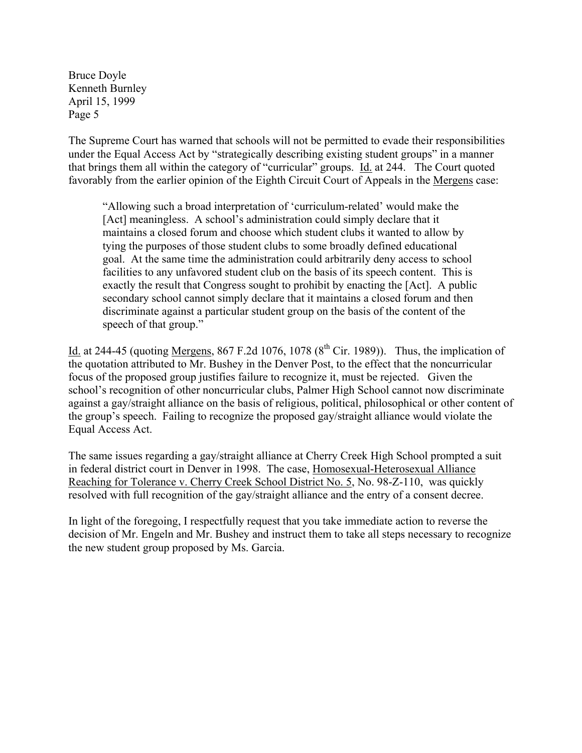The Supreme Court has warned that schools will not be permitted to evade their responsibilities under the Equal Access Act by "strategically describing existing student groups" in a manner that brings them all within the category of "curricular" groups. Id. at 244. The Court quoted favorably from the earlier opinion of the Eighth Circuit Court of Appeals in the Mergens case:

> "Allowing such a broad interpretation of 'curriculum-related' would make the [Act] meaningless. A school's administration could simply declare that it maintains a closed forum and choose which student clubs it wanted to allow by tying the purposes of those student clubs to some broadly defined educational goal. At the same time the administration could arbitrarily deny access to school facilities to any unfavored student club on the basis of its speech content. This is exactly the result that Congress sought to prohibit by enacting the [Act]. A public secondary school cannot simply declare that it maintains a closed forum and then discriminate against a particular student group on the basis of the content of the speech of that group."

Id. at 244-45 (quoting Mergens, 867 F.2d 1076, 1078 (8th Cir. 1989)). Thus, the implication of the quotation attributed to Mr. Bushey in the Denver Post, to the effect that the noncurricular focus of the proposed group justifies failure to recognize it, must be rejected. Given the school's recognition of other noncurricular clubs, Palmer High School cannot now discriminate against a gay/straight alliance on the basis of religious, political, philosophical or other content of the group's speech. Failing to recognize the proposed gay/straight alliance would violate the Equal Access Act.

The same issues regarding a gay/straight alliance at Cherry Creek High School prompted a suit in federal district court in Denver in 1998. The case, Homosexual-Heterosexual Alliance Reaching for Tolerance v. Cherry Creek School District No. 5, No. 98-Z-110, was quickly resolved with full recognition of the gay/straight alliance and the entry of a consent decree.

In light of the foregoing, I respectfully request that you take immediate action to reverse the decision of Mr. Engeln and Mr. Bushey and instruct them to take all steps necessary to recognize the new student group proposed by Ms. Garcia.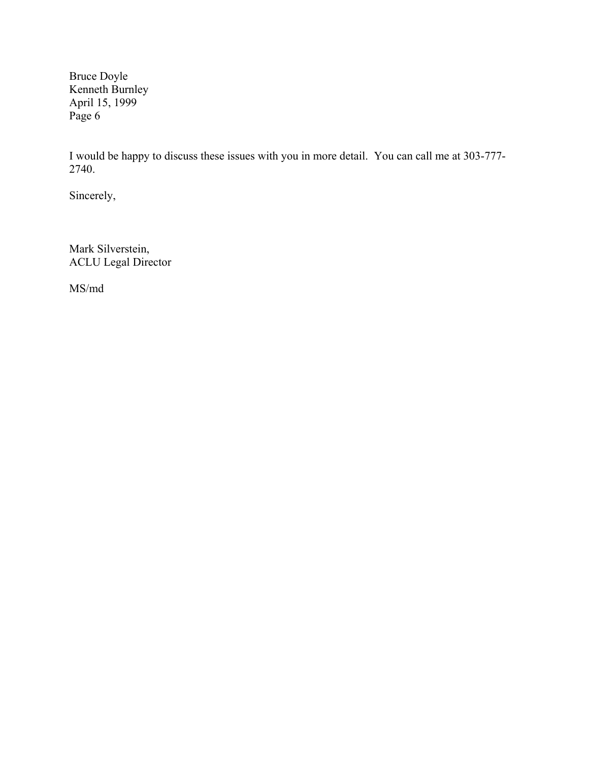I would be happy to discuss these issues with you in more detail. You can call me at 303-777-2740.

Sincerely,

Mark Silverstein,
ACLU Legal Director

MS/md